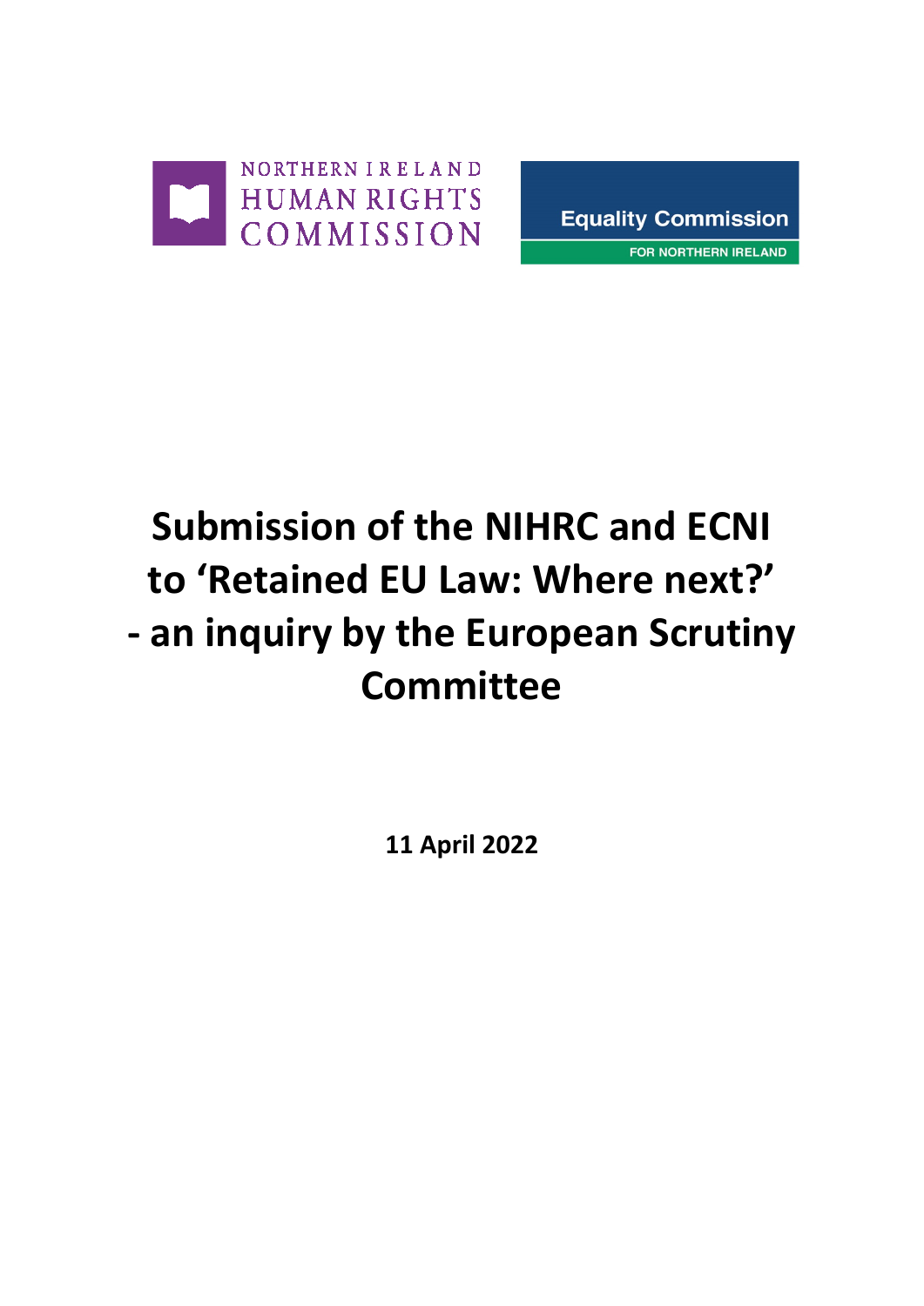NORTHERN IRELAND HUMAN RIGHTS COMMISSION

Equality Commission FOR NORTHERN IRELAND

# Submission of the NIHRC and ECNI to 'Retained EU Law: Where next?' - an inquiry by the European Scrutiny Committee

**11 April 2022**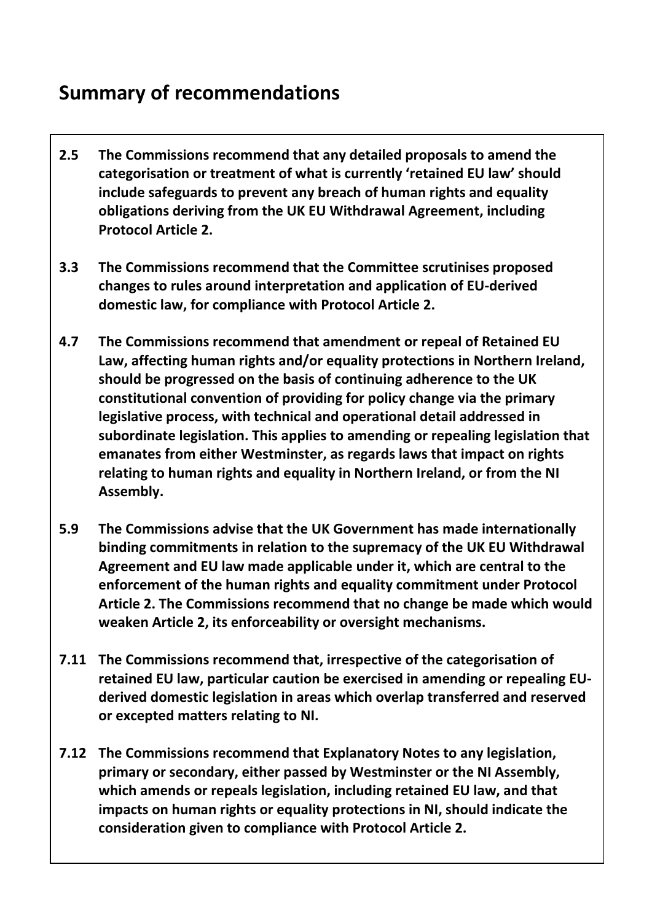## Summary of recommendations

**2.5 The Commissions recommend that any detailed proposals to amend the categorisation or treatment of what is currently 'retained EU law' should include safeguards to prevent any breach of human rights and equality obligations deriving from the UK EU Withdrawal Agreement, including Protocol Article 2.**

**3.3 The Commissions recommend that the Committee scrutinises proposed changes to rules around interpretation and application of EU-derived domestic law, for compliance with Protocol Article 2.**

**4.7 The Commissions recommend that amendment or repeal of Retained EU Law, affecting human rights and/or equality protections in Northern Ireland, should be progressed on the basis of continuing adherence to the UK constitutional convention of providing for policy change via the primary legislative process, with technical and operational detail addressed in subordinate legislation. This applies to amending or repealing legislation that emanates from either Westminster, as regards laws that impact on rights relating to human rights and equality in Northern Ireland, or from the NI Assembly.**

**5.9 The Commissions advise that the UK Government has made internationally binding commitments in relation to the supremacy of the UK EU Withdrawal Agreement and EU law made applicable under it, which are central to the enforcement of the human rights and equality commitment under Protocol Article 2. The Commissions recommend that no change be made which would weaken Article 2, its enforceability or oversight mechanisms.**

**7.11 The Commissions recommend that, irrespective of the categorisation of retained EU law, particular caution be exercised in amending or repealing EU-derived domestic legislation in areas which overlap transferred and reserved or excepted matters relating to NI.**

**7.12 The Commissions recommend that Explanatory Notes to any legislation, primary or secondary, either passed by Westminster or the NI Assembly, which amends or repeals legislation, including retained EU law, and that impacts on human rights or equality protections in NI, should indicate the consideration given to compliance with Protocol Article 2.**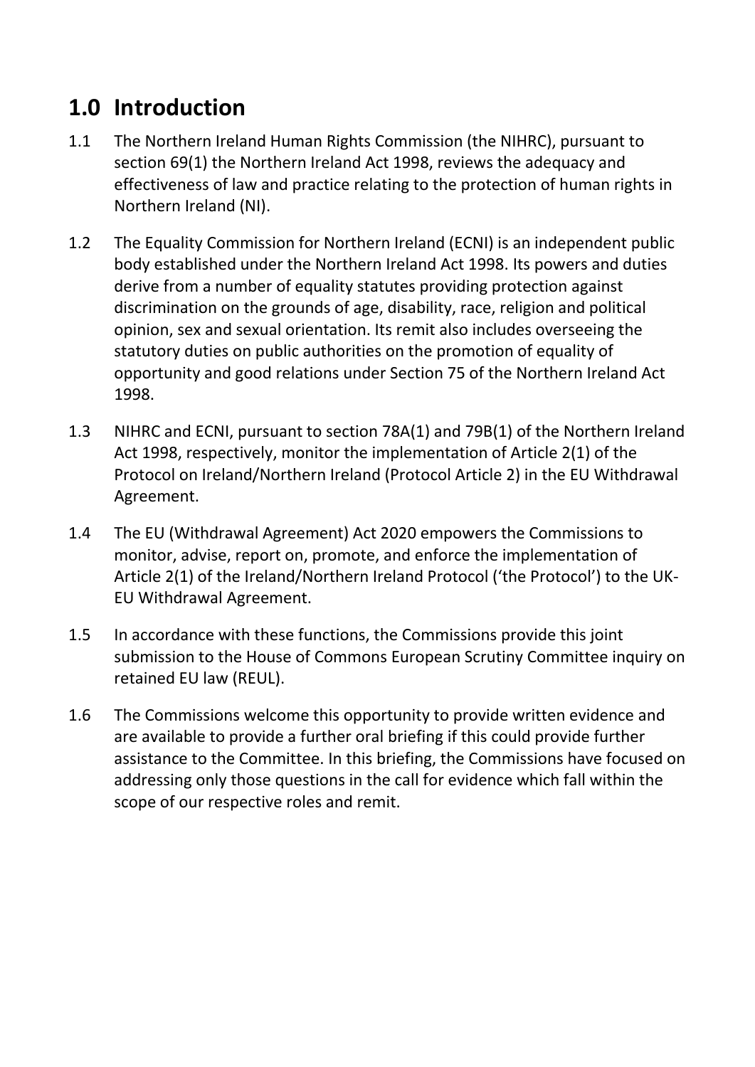## 1.0 Introduction

1.1 The Northern Ireland Human Rights Commission (the NIHRC), pursuant to section 69(1) the Northern Ireland Act 1998, reviews the adequacy and effectiveness of law and practice relating to the protection of human rights in Northern Ireland (NI).

1.2 The Equality Commission for Northern Ireland (ECNI) is an independent public body established under the Northern Ireland Act 1998. Its powers and duties derive from a number of equality statutes providing protection against discrimination on the grounds of age, disability, race, religion and political opinion, sex and sexual orientation. Its remit also includes overseeing the statutory duties on public authorities on the promotion of equality of opportunity and good relations under Section 75 of the Northern Ireland Act 1998.

1.3 NIHRC and ECNI, pursuant to section 78A(1) and 79B(1) of the Northern Ireland Act 1998, respectively, monitor the implementation of Article 2(1) of the Protocol on Ireland/Northern Ireland (Protocol Article 2) in the EU Withdrawal Agreement.

1.4 The EU (Withdrawal Agreement) Act 2020 empowers the Commissions to monitor, advise, report on, promote, and enforce the implementation of Article 2(1) of the Ireland/Northern Ireland Protocol ('the Protocol') to the UK-EU Withdrawal Agreement.

1.5 In accordance with these functions, the Commissions provide this joint submission to the House of Commons European Scrutiny Committee inquiry on retained EU law (REUL).

1.6 The Commissions welcome this opportunity to provide written evidence and are available to provide a further oral briefing if this could provide further assistance to the Committee. In this briefing, the Commissions have focused on addressing only those questions in the call for evidence which fall within the scope of our respective roles and remit.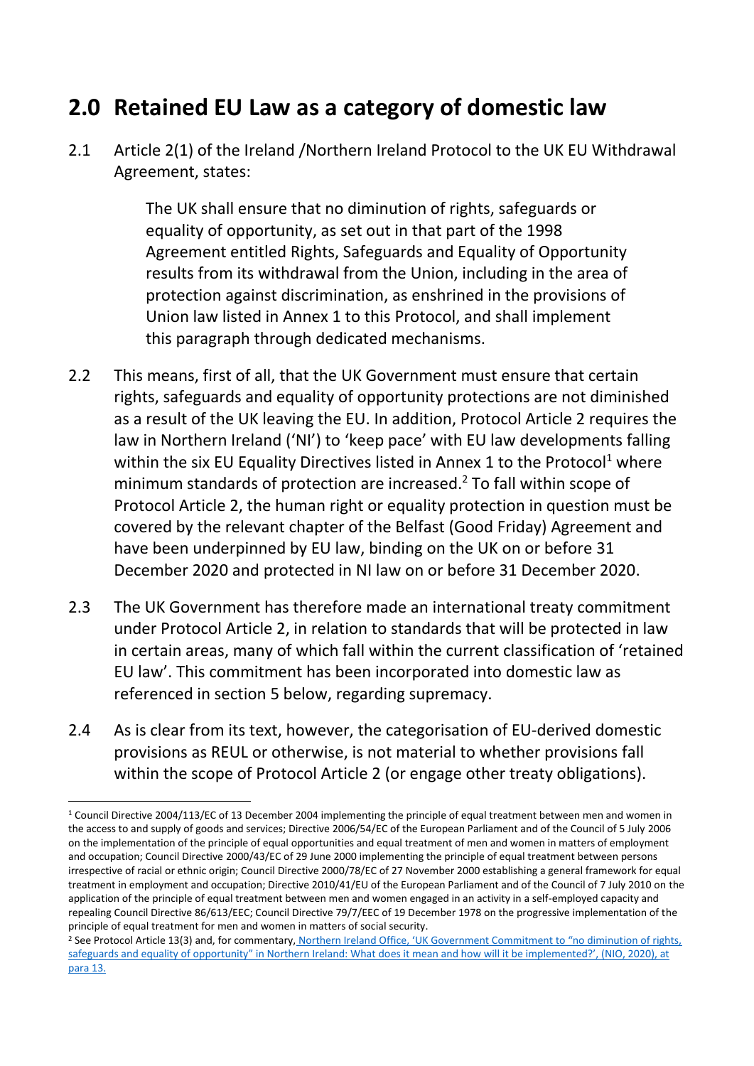## 2.0 Retained EU Law as a category of domestic law

2.1 Article 2(1) of the Ireland /Northern Ireland Protocol to the UK EU Withdrawal Agreement, states:

> The UK shall ensure that no diminution of rights, safeguards or equality of opportunity, as set out in that part of the 1998 Agreement entitled Rights, Safeguards and Equality of Opportunity results from its withdrawal from the Union, including in the area of protection against discrimination, as enshrined in the provisions of Union law listed in Annex 1 to this Protocol, and shall implement this paragraph through dedicated mechanisms.

2.2 This means, first of all, that the UK Government must ensure that certain rights, safeguards and equality of opportunity protections are not diminished as a result of the UK leaving the EU. In addition, Protocol Article 2 requires the law in Northern Ireland ('NI') to 'keep pace' with EU law developments falling within the six EU Equality Directives listed in Annex 1 to the Protocol[1] where minimum standards of protection are increased.[2] To fall within scope of Protocol Article 2, the human right or equality protection in question must be covered by the relevant chapter of the Belfast (Good Friday) Agreement and have been underpinned by EU law, binding on the UK on or before 31 December 2020 and protected in NI law on or before 31 December 2020.

2.3 The UK Government has therefore made an international treaty commitment under Protocol Article 2, in relation to standards that will be protected in law in certain areas, many of which fall within the current classification of 'retained EU law'. This commitment has been incorporated into domestic law as referenced in section 5 below, regarding supremacy.

2.4 As is clear from its text, however, the categorisation of EU-derived domestic provisions as REUL or otherwise, is not material to whether provisions fall within the scope of Protocol Article 2 (or engage other treaty obligations).

---

[1] Council Directive 2004/113/EC of 13 December 2004 implementing the principle of equal treatment between men and women in the access to and supply of goods and services; Directive 2006/54/EC of the European Parliament and of the Council of 5 July 2006 on the implementation of the principle of equal opportunities and equal treatment of men and women in matters of employment and occupation; Council Directive 2000/43/EC of 29 June 2000 implementing the principle of equal treatment between persons irrespective of racial or ethnic origin; Council Directive 2000/78/EC of 27 November 2000 establishing a general framework for equal treatment in employment and occupation; Directive 2010/41/EU of the European Parliament and of the Council of 7 July 2010 on the application of the principle of equal treatment between men and women engaged in an activity in a self-employed capacity and repealing Council Directive 86/613/EEC; Council Directive 79/7/EEC of 19 December 1978 on the progressive implementation of the principle of equal treatment for men and women in matters of social security.

[2] See Protocol Article 13(3) and, for commentary, Northern Ireland Office, 'UK Government Commitment to "no diminution of rights, safeguards and equality of opportunity" in Northern Ireland: What does it mean and how will it be implemented?', (NIO, 2020), at para 13.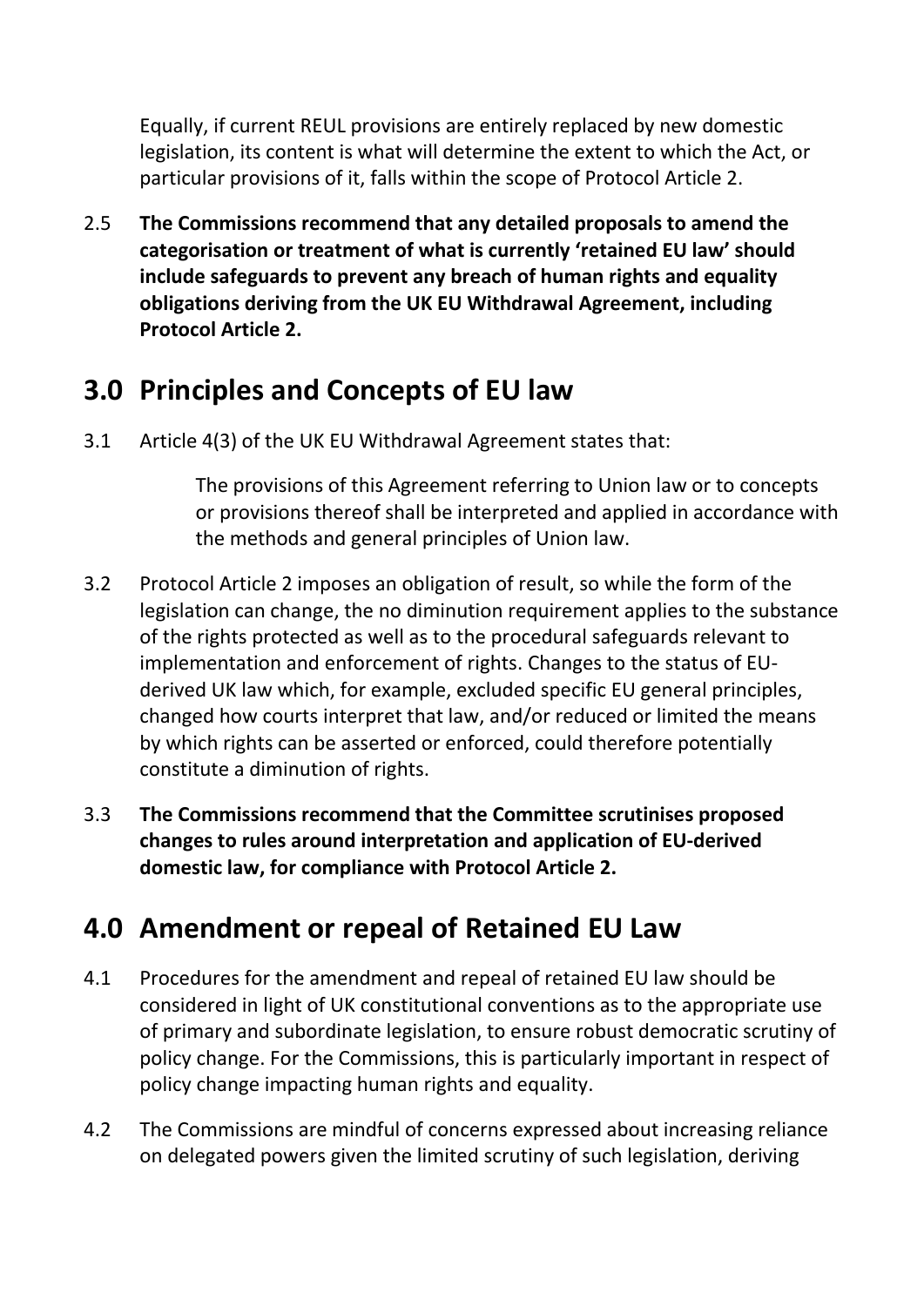Equally, if current REUL provisions are entirely replaced by new domestic legislation, its content is what will determine the extent to which the Act, or particular provisions of it, falls within the scope of Protocol Article 2.

2.5 **The Commissions recommend that any detailed proposals to amend the categorisation or treatment of what is currently 'retained EU law' should include safeguards to prevent any breach of human rights and equality obligations deriving from the UK EU Withdrawal Agreement, including Protocol Article 2.**

## 3.0 Principles and Concepts of EU law

3.1 Article 4(3) of the UK EU Withdrawal Agreement states that:

> The provisions of this Agreement referring to Union law or to concepts or provisions thereof shall be interpreted and applied in accordance with the methods and general principles of Union law.

3.2 Protocol Article 2 imposes an obligation of result, so while the form of the legislation can change, the no diminution requirement applies to the substance of the rights protected as well as to the procedural safeguards relevant to implementation and enforcement of rights. Changes to the status of EU-derived UK law which, for example, excluded specific EU general principles, changed how courts interpret that law, and/or reduced or limited the means by which rights can be asserted or enforced, could therefore potentially constitute a diminution of rights.

3.3 **The Commissions recommend that the Committee scrutinises proposed changes to rules around interpretation and application of EU-derived domestic law, for compliance with Protocol Article 2.**

## 4.0 Amendment or repeal of Retained EU Law

4.1 Procedures for the amendment and repeal of retained EU law should be considered in light of UK constitutional conventions as to the appropriate use of primary and subordinate legislation, to ensure robust democratic scrutiny of policy change. For the Commissions, this is particularly important in respect of policy change impacting human rights and equality.

4.2 The Commissions are mindful of concerns expressed about increasing reliance on delegated powers given the limited scrutiny of such legislation, deriving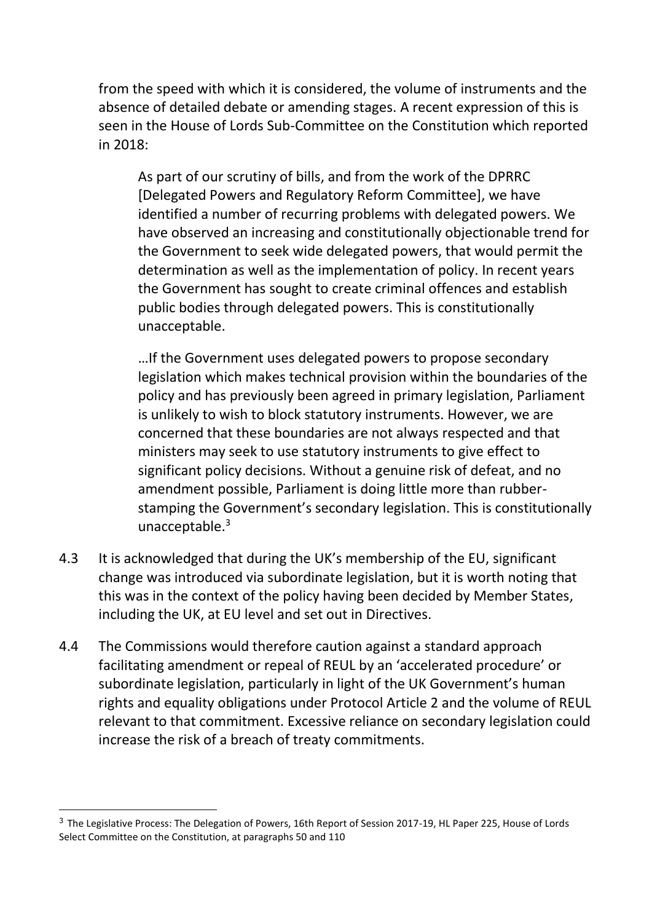from the speed with which it is considered, the volume of instruments and the absence of detailed debate or amending stages. A recent expression of this is seen in the House of Lords Sub-Committee on the Constitution which reported in 2018:

> As part of our scrutiny of bills, and from the work of the DPRRC [Delegated Powers and Regulatory Reform Committee], we have identified a number of recurring problems with delegated powers. We have observed an increasing and constitutionally objectionable trend for the Government to seek wide delegated powers, that would permit the determination as well as the implementation of policy. In recent years the Government has sought to create criminal offences and establish public bodies through delegated powers. This is constitutionally unacceptable.
>
> …If the Government uses delegated powers to propose secondary legislation which makes technical provision within the boundaries of the policy and has previously been agreed in primary legislation, Parliament is unlikely to wish to block statutory instruments. However, we are concerned that these boundaries are not always respected and that ministers may seek to use statutory instruments to give effect to significant policy decisions. Without a genuine risk of defeat, and no amendment possible, Parliament is doing little more than rubber-stamping the Government's secondary legislation. This is constitutionally unacceptable.[3]

4.3 It is acknowledged that during the UK's membership of the EU, significant change was introduced via subordinate legislation, but it is worth noting that this was in the context of the policy having been decided by Member States, including the UK, at EU level and set out in Directives.

4.4 The Commissions would therefore caution against a standard approach facilitating amendment or repeal of REUL by an 'accelerated procedure' or subordinate legislation, particularly in light of the UK Government's human rights and equality obligations under Protocol Article 2 and the volume of REUL relevant to that commitment. Excessive reliance on secondary legislation could increase the risk of a breach of treaty commitments.

---

[3] The Legislative Process: The Delegation of Powers, 16th Report of Session 2017-19, HL Paper 225, House of Lords Select Committee on the Constitution, at paragraphs 50 and 110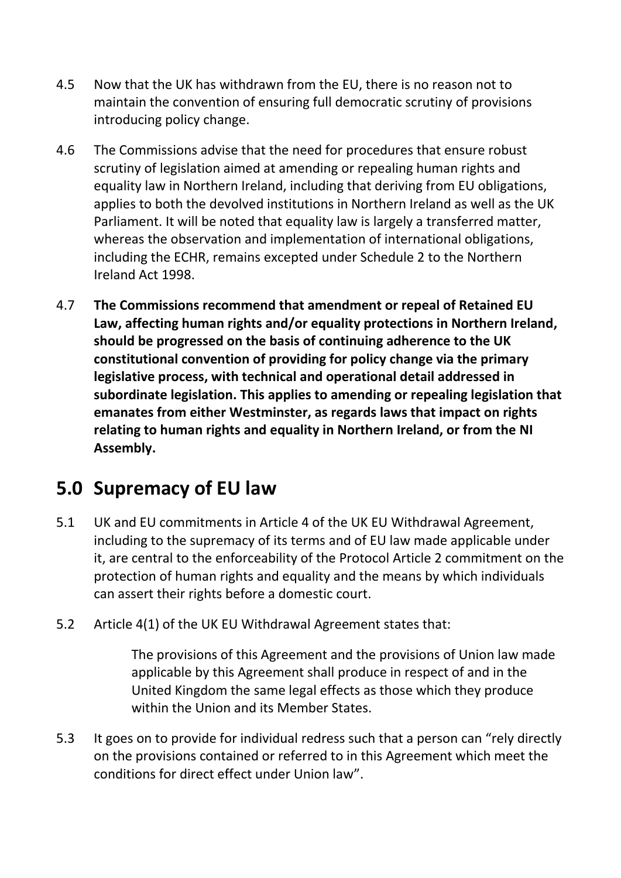4.5 Now that the UK has withdrawn from the EU, there is no reason not to maintain the convention of ensuring full democratic scrutiny of provisions introducing policy change.

4.6 The Commissions advise that the need for procedures that ensure robust scrutiny of legislation aimed at amending or repealing human rights and equality law in Northern Ireland, including that deriving from EU obligations, applies to both the devolved institutions in Northern Ireland as well as the UK Parliament. It will be noted that equality law is largely a transferred matter, whereas the observation and implementation of international obligations, including the ECHR, remains excepted under Schedule 2 to the Northern Ireland Act 1998.

4.7 **The Commissions recommend that amendment or repeal of Retained EU Law, affecting human rights and/or equality protections in Northern Ireland, should be progressed on the basis of continuing adherence to the UK constitutional convention of providing for policy change via the primary legislative process, with technical and operational detail addressed in subordinate legislation. This applies to amending or repealing legislation that emanates from either Westminster, as regards laws that impact on rights relating to human rights and equality in Northern Ireland, or from the NI Assembly.**

## 5.0 Supremacy of EU law

5.1 UK and EU commitments in Article 4 of the UK EU Withdrawal Agreement, including to the supremacy of its terms and of EU law made applicable under it, are central to the enforceability of the Protocol Article 2 commitment on the protection of human rights and equality and the means by which individuals can assert their rights before a domestic court.

5.2 Article 4(1) of the UK EU Withdrawal Agreement states that:

> The provisions of this Agreement and the provisions of Union law made applicable by this Agreement shall produce in respect of and in the United Kingdom the same legal effects as those which they produce within the Union and its Member States.

5.3 It goes on to provide for individual redress such that a person can "rely directly on the provisions contained or referred to in this Agreement which meet the conditions for direct effect under Union law".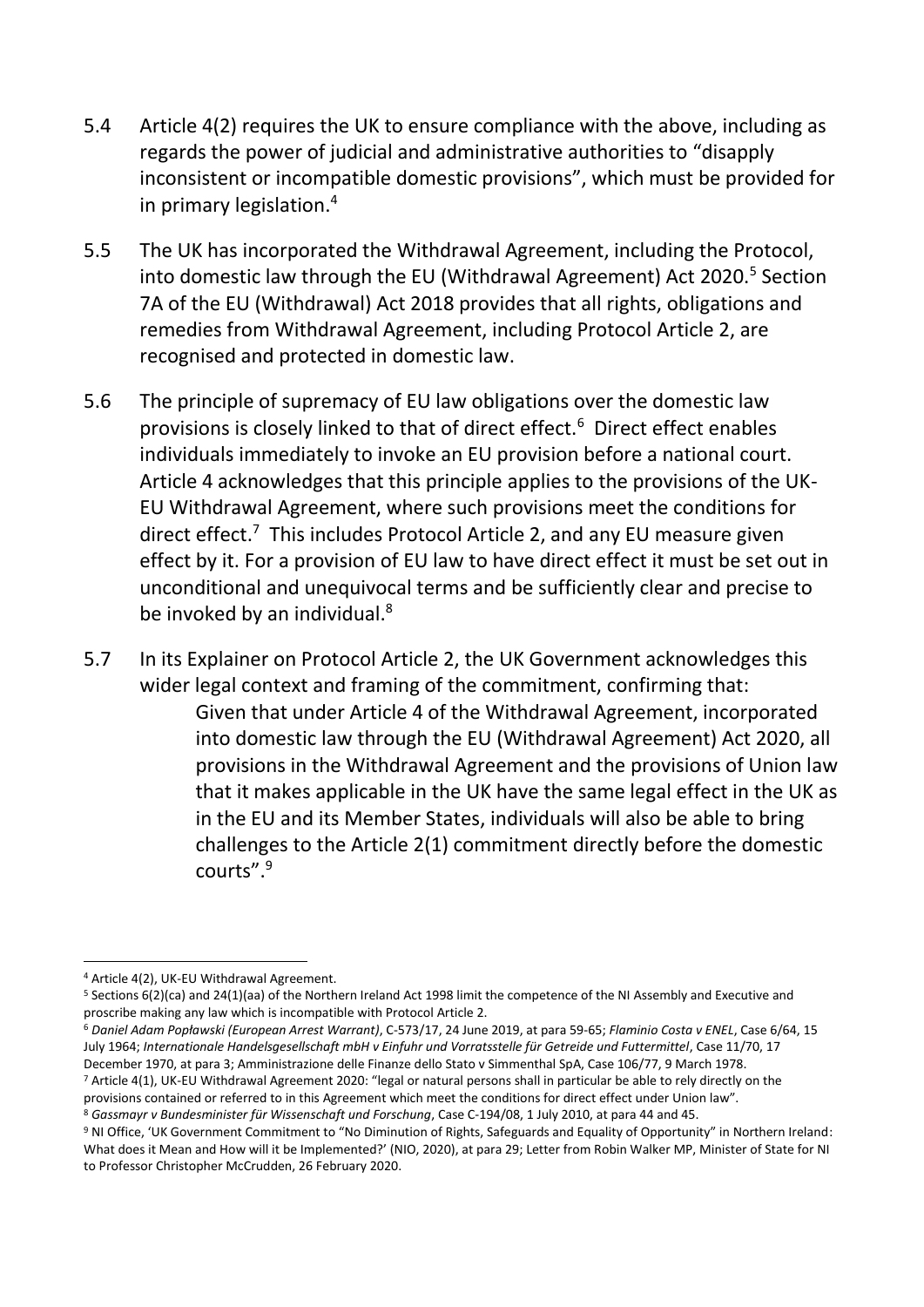5.4 Article 4(2) requires the UK to ensure compliance with the above, including as regards the power of judicial and administrative authorities to "disapply inconsistent or incompatible domestic provisions", which must be provided for in primary legislation.[4]

5.5 The UK has incorporated the Withdrawal Agreement, including the Protocol, into domestic law through the EU (Withdrawal Agreement) Act 2020.[5] Section 7A of the EU (Withdrawal) Act 2018 provides that all rights, obligations and remedies from Withdrawal Agreement, including Protocol Article 2, are recognised and protected in domestic law.

5.6 The principle of supremacy of EU law obligations over the domestic law provisions is closely linked to that of direct effect.[6] Direct effect enables individuals immediately to invoke an EU provision before a national court. Article 4 acknowledges that this principle applies to the provisions of the UK-EU Withdrawal Agreement, where such provisions meet the conditions for direct effect.[7] This includes Protocol Article 2, and any EU measure given effect by it. For a provision of EU law to have direct effect it must be set out in unconditional and unequivocal terms and be sufficiently clear and precise to be invoked by an individual.[8]

5.7 In its Explainer on Protocol Article 2, the UK Government acknowledges this wider legal context and framing of the commitment, confirming that:

> Given that under Article 4 of the Withdrawal Agreement, incorporated into domestic law through the EU (Withdrawal Agreement) Act 2020, all provisions in the Withdrawal Agreement and the provisions of Union law that it makes applicable in the UK have the same legal effect in the UK as in the EU and its Member States, individuals will also be able to bring challenges to the Article 2(1) commitment directly before the domestic courts".[9]

---

[4] Article 4(2), UK-EU Withdrawal Agreement.

[5] Sections 6(2)(ca) and 24(1)(aa) of the Northern Ireland Act 1998 limit the competence of the NI Assembly and Executive and proscribe making any law which is incompatible with Protocol Article 2.

[6] *Daniel Adam Popławski (European Arrest Warrant)*, C-573/17, 24 June 2019, at para 59-65; *Flaminio Costa v ENEL*, Case 6/64, 15 July 1964; *Internationale Handelsgesellschaft mbH v Einfuhr und Vorratsstelle für Getreide und Futtermittel*, Case 11/70, 17 December 1970, at para 3; Amministrazione delle Finanze dello Stato v Simmenthal SpA, Case 106/77, 9 March 1978.

[7] Article 4(1), UK-EU Withdrawal Agreement 2020: "legal or natural persons shall in particular be able to rely directly on the provisions contained or referred to in this Agreement which meet the conditions for direct effect under Union law".

[8] *Gassmayr v Bundesminister für Wissenschaft und Forschung*, Case C-194/08, 1 July 2010, at para 44 and 45.

[9] NI Office, 'UK Government Commitment to "No Diminution of Rights, Safeguards and Equality of Opportunity" in Northern Ireland: What does it Mean and How will it be Implemented?' (NIO, 2020), at para 29; Letter from Robin Walker MP, Minister of State for NI to Professor Christopher McCrudden, 26 February 2020.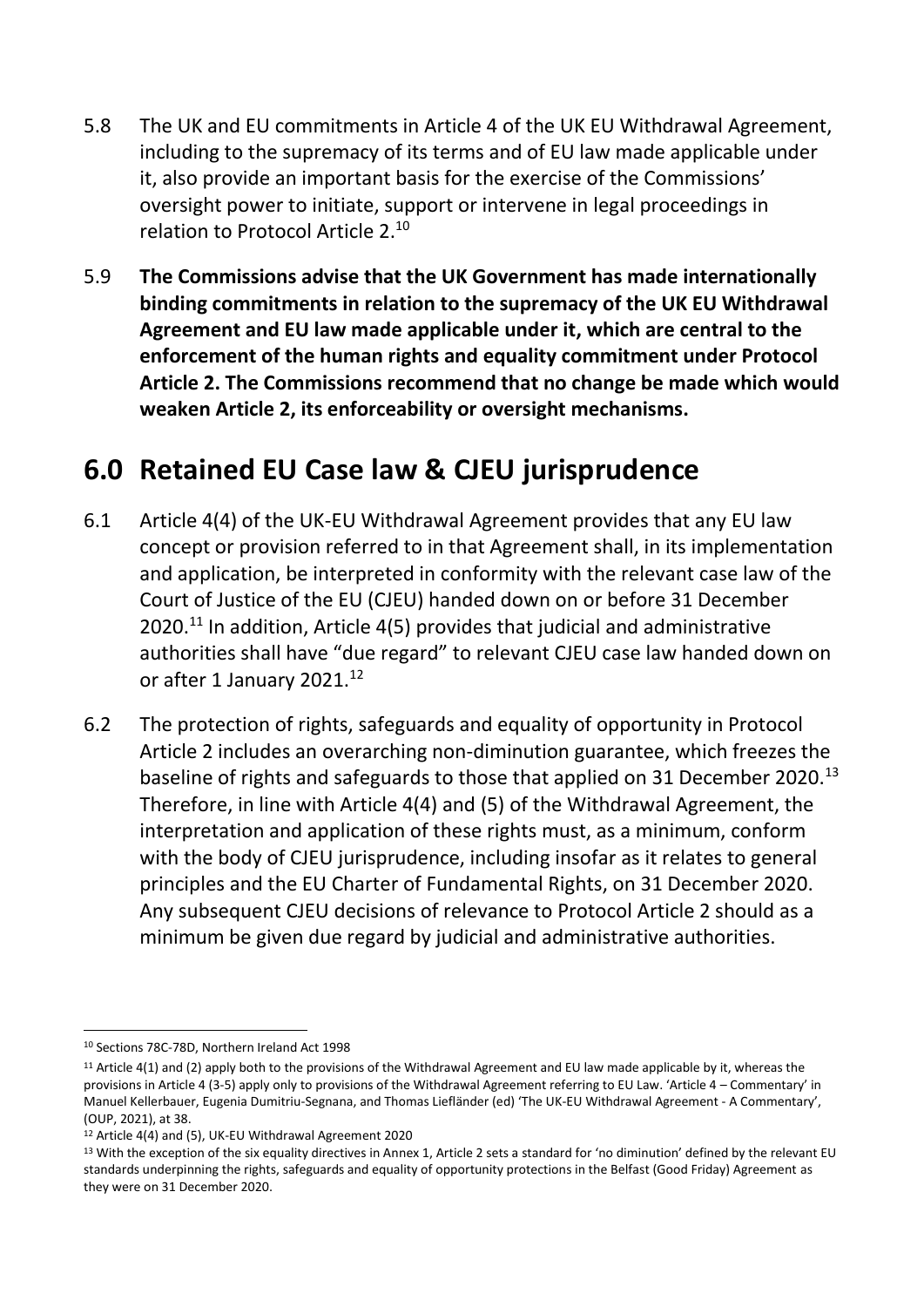5.8 The UK and EU commitments in Article 4 of the UK EU Withdrawal Agreement, including to the supremacy of its terms and of EU law made applicable under it, also provide an important basis for the exercise of the Commissions' oversight power to initiate, support or intervene in legal proceedings in relation to Protocol Article 2.[10]

5.9 **The Commissions advise that the UK Government has made internationally binding commitments in relation to the supremacy of the UK EU Withdrawal Agreement and EU law made applicable under it, which are central to the enforcement of the human rights and equality commitment under Protocol Article 2. The Commissions recommend that no change be made which would weaken Article 2, its enforceability or oversight mechanisms.**

# 6.0 Retained EU Case law & CJEU jurisprudence

6.1 Article 4(4) of the UK-EU Withdrawal Agreement provides that any EU law concept or provision referred to in that Agreement shall, in its implementation and application, be interpreted in conformity with the relevant case law of the Court of Justice of the EU (CJEU) handed down on or before 31 December 2020.[11] In addition, Article 4(5) provides that judicial and administrative authorities shall have "due regard" to relevant CJEU case law handed down on or after 1 January 2021.[12]

6.2 The protection of rights, safeguards and equality of opportunity in Protocol Article 2 includes an overarching non-diminution guarantee, which freezes the baseline of rights and safeguards to those that applied on 31 December 2020.[13] Therefore, in line with Article 4(4) and (5) of the Withdrawal Agreement, the interpretation and application of these rights must, as a minimum, conform with the body of CJEU jurisprudence, including insofar as it relates to general principles and the EU Charter of Fundamental Rights, on 31 December 2020. Any subsequent CJEU decisions of relevance to Protocol Article 2 should as a minimum be given due regard by judicial and administrative authorities.

---

[10] Sections 78C-78D, Northern Ireland Act 1998

[11] Article 4(1) and (2) apply both to the provisions of the Withdrawal Agreement and EU law made applicable by it, whereas the provisions in Article 4 (3-5) apply only to provisions of the Withdrawal Agreement referring to EU Law. 'Article 4 – Commentary' in Manuel Kellerbauer, Eugenia Dumitriu-Segnana, and Thomas Liefländer (ed) 'The UK-EU Withdrawal Agreement - A Commentary', (OUP, 2021), at 38.

[12] Article 4(4) and (5), UK-EU Withdrawal Agreement 2020

[13] With the exception of the six equality directives in Annex 1, Article 2 sets a standard for 'no diminution' defined by the relevant EU standards underpinning the rights, safeguards and equality of opportunity protections in the Belfast (Good Friday) Agreement as they were on 31 December 2020.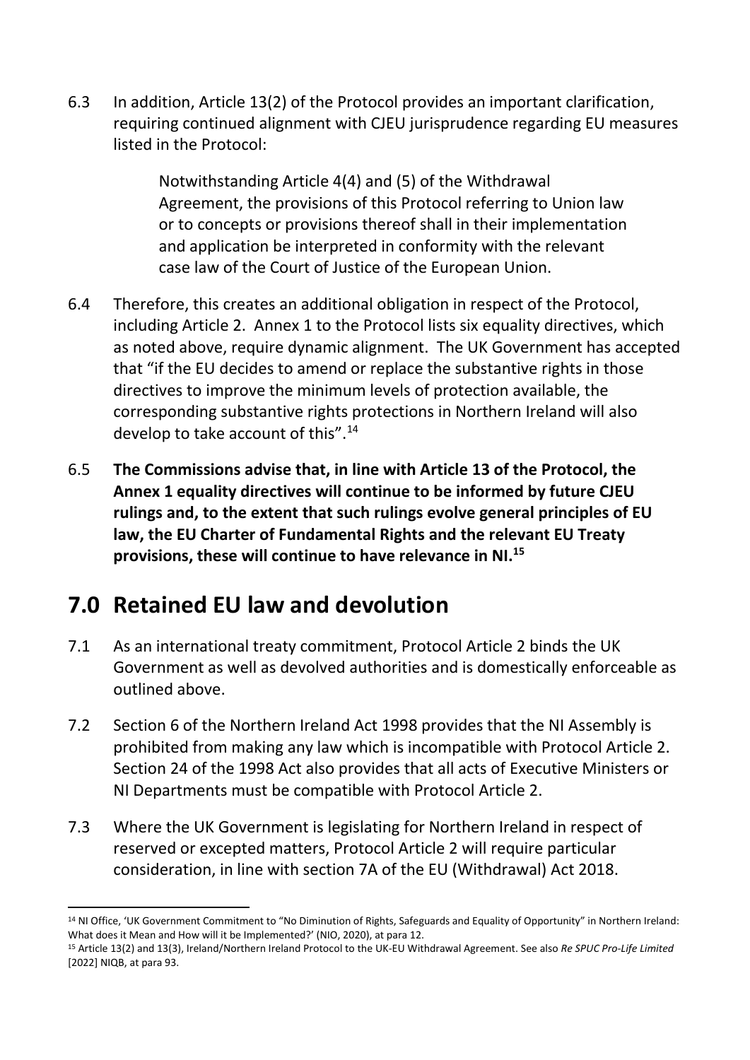6.3 In addition, Article 13(2) of the Protocol provides an important clarification, requiring continued alignment with CJEU jurisprudence regarding EU measures listed in the Protocol:

> Notwithstanding Article 4(4) and (5) of the Withdrawal Agreement, the provisions of this Protocol referring to Union law or to concepts or provisions thereof shall in their implementation and application be interpreted in conformity with the relevant case law of the Court of Justice of the European Union.

6.4 Therefore, this creates an additional obligation in respect of the Protocol, including Article 2. Annex 1 to the Protocol lists six equality directives, which as noted above, require dynamic alignment. The UK Government has accepted that "if the EU decides to amend or replace the substantive rights in those directives to improve the minimum levels of protection available, the corresponding substantive rights protections in Northern Ireland will also develop to take account of this".[14]

6.5 **The Commissions advise that, in line with Article 13 of the Protocol, the Annex 1 equality directives will continue to be informed by future CJEU rulings and, to the extent that such rulings evolve general principles of EU law, the EU Charter of Fundamental Rights and the relevant EU Treaty provisions, these will continue to have relevance in NI.[15]**

## 7.0 Retained EU law and devolution

7.1 As an international treaty commitment, Protocol Article 2 binds the UK Government as well as devolved authorities and is domestically enforceable as outlined above.

7.2 Section 6 of the Northern Ireland Act 1998 provides that the NI Assembly is prohibited from making any law which is incompatible with Protocol Article 2. Section 24 of the 1998 Act also provides that all acts of Executive Ministers or NI Departments must be compatible with Protocol Article 2.

7.3 Where the UK Government is legislating for Northern Ireland in respect of reserved or excepted matters, Protocol Article 2 will require particular consideration, in line with section 7A of the EU (Withdrawal) Act 2018.

---

[14] NI Office, 'UK Government Commitment to "No Diminution of Rights, Safeguards and Equality of Opportunity" in Northern Ireland: What does it Mean and How will it be Implemented?' (NIO, 2020), at para 12.

[15] Article 13(2) and 13(3), Ireland/Northern Ireland Protocol to the UK-EU Withdrawal Agreement. See also *Re SPUC Pro-Life Limited* [2022] NIQB, at para 93.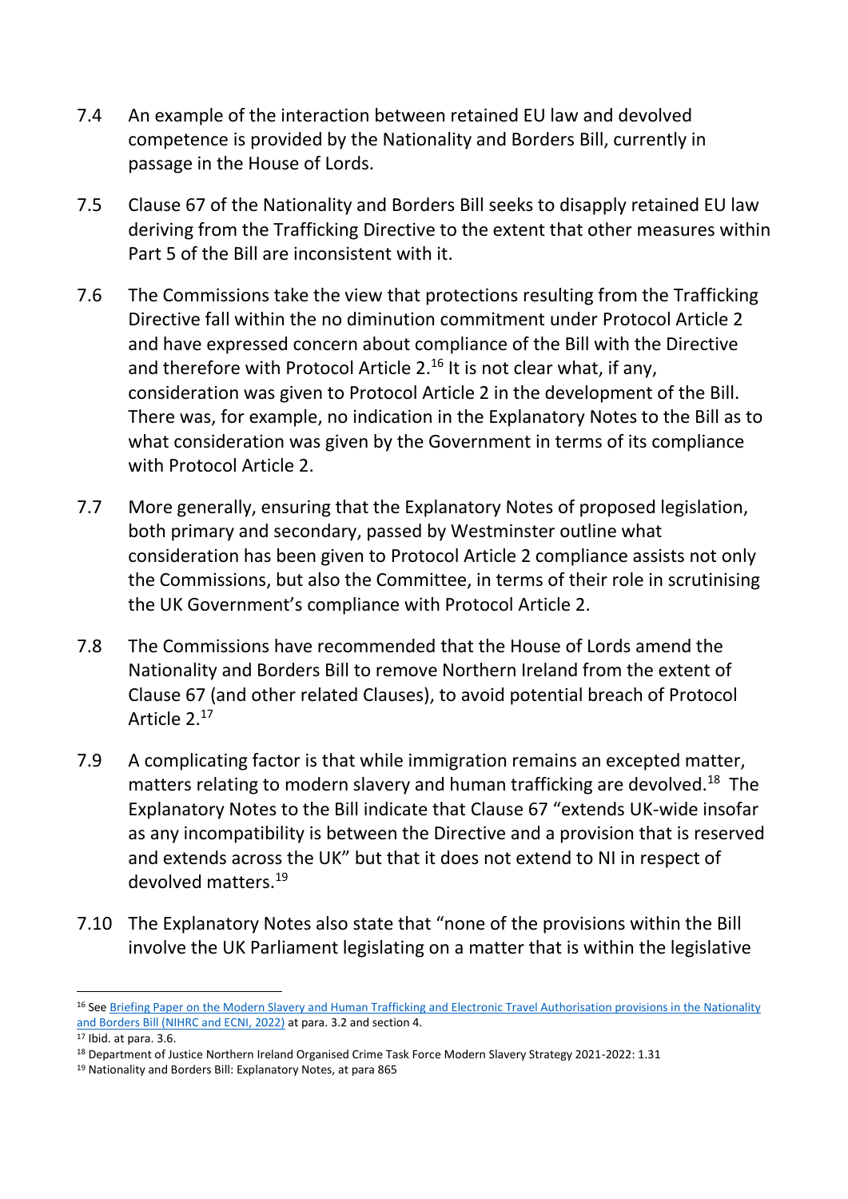7.4 An example of the interaction between retained EU law and devolved competence is provided by the Nationality and Borders Bill, currently in passage in the House of Lords.

7.5 Clause 67 of the Nationality and Borders Bill seeks to disapply retained EU law deriving from the Trafficking Directive to the extent that other measures within Part 5 of the Bill are inconsistent with it.

7.6 The Commissions take the view that protections resulting from the Trafficking Directive fall within the no diminution commitment under Protocol Article 2 and have expressed concern about compliance of the Bill with the Directive and therefore with Protocol Article 2.[16] It is not clear what, if any, consideration was given to Protocol Article 2 in the development of the Bill. There was, for example, no indication in the Explanatory Notes to the Bill as to what consideration was given by the Government in terms of its compliance with Protocol Article 2.

7.7 More generally, ensuring that the Explanatory Notes of proposed legislation, both primary and secondary, passed by Westminster outline what consideration has been given to Protocol Article 2 compliance assists not only the Commissions, but also the Committee, in terms of their role in scrutinising the UK Government's compliance with Protocol Article 2.

7.8 The Commissions have recommended that the House of Lords amend the Nationality and Borders Bill to remove Northern Ireland from the extent of Clause 67 (and other related Clauses), to avoid potential breach of Protocol Article 2.[17]

7.9 A complicating factor is that while immigration remains an excepted matter, matters relating to modern slavery and human trafficking are devolved.[18] The Explanatory Notes to the Bill indicate that Clause 67 "extends UK-wide insofar as any incompatibility is between the Directive and a provision that is reserved and extends across the UK" but that it does not extend to NI in respect of devolved matters.[19]

7.10 The Explanatory Notes also state that "none of the provisions within the Bill involve the UK Parliament legislating on a matter that is within the legislative

---

[16] See [Briefing Paper on the Modern Slavery and Human Trafficking and Electronic Travel Authorisation provisions in the Nationality and Borders Bill (NIHRC and ECNI, 2022)] at para. 3.2 and section 4.

[17] Ibid. at para. 3.6.

[18] Department of Justice Northern Ireland Organised Crime Task Force Modern Slavery Strategy 2021-2022: 1.31

[19] Nationality and Borders Bill: Explanatory Notes, at para 865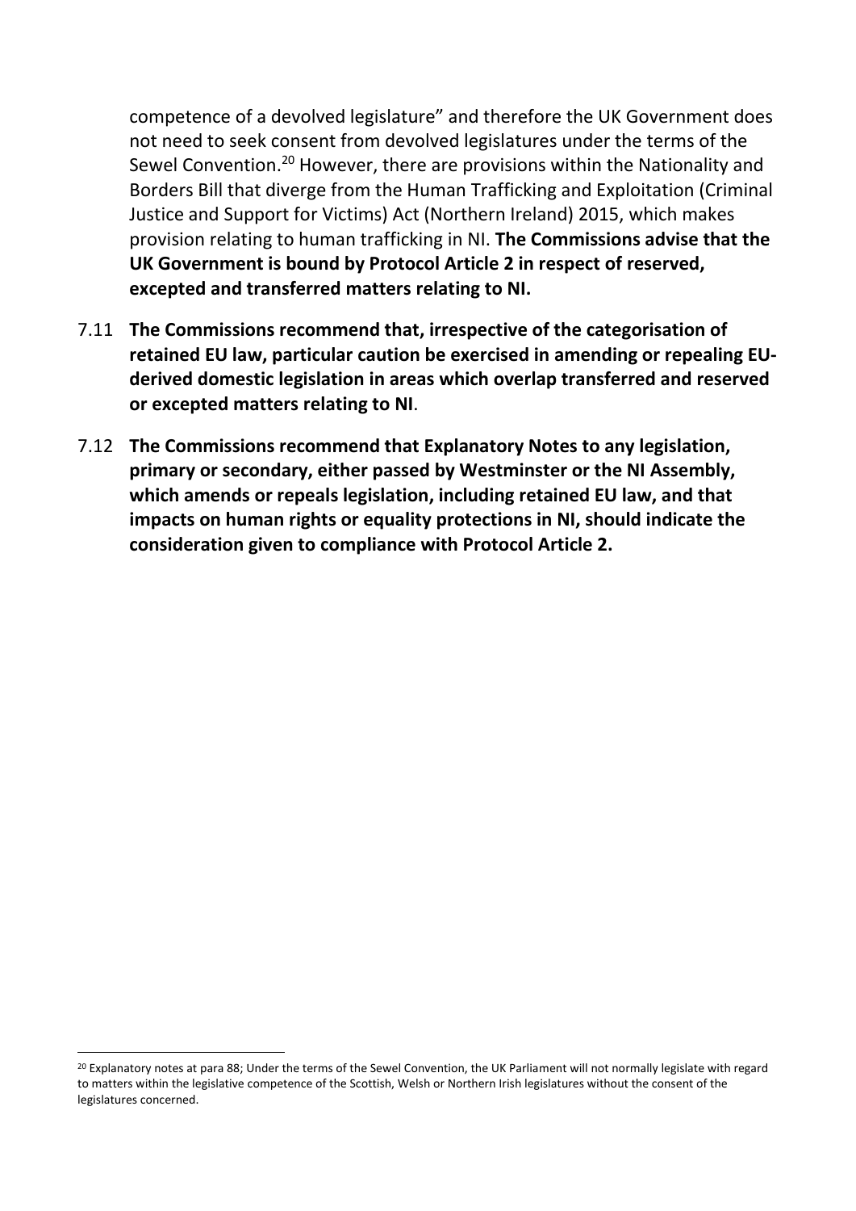competence of a devolved legislature" and therefore the UK Government does not need to seek consent from devolved legislatures under the terms of the Sewel Convention.[20] However, there are provisions within the Nationality and Borders Bill that diverge from the Human Trafficking and Exploitation (Criminal Justice and Support for Victims) Act (Northern Ireland) 2015, which makes provision relating to human trafficking in NI. **The Commissions advise that the UK Government is bound by Protocol Article 2 in respect of reserved, excepted and transferred matters relating to NI.**

7.11 **The Commissions recommend that, irrespective of the categorisation of retained EU law, particular caution be exercised in amending or repealing EU-derived domestic legislation in areas which overlap transferred and reserved or excepted matters relating to NI**.

7.12 **The Commissions recommend that Explanatory Notes to any legislation, primary or secondary, either passed by Westminster or the NI Assembly, which amends or repeals legislation, including retained EU law, and that impacts on human rights or equality protections in NI, should indicate the consideration given to compliance with Protocol Article 2.**

[20] Explanatory notes at para 88; Under the terms of the Sewel Convention, the UK Parliament will not normally legislate with regard to matters within the legislative competence of the Scottish, Welsh or Northern Irish legislatures without the consent of the legislatures concerned.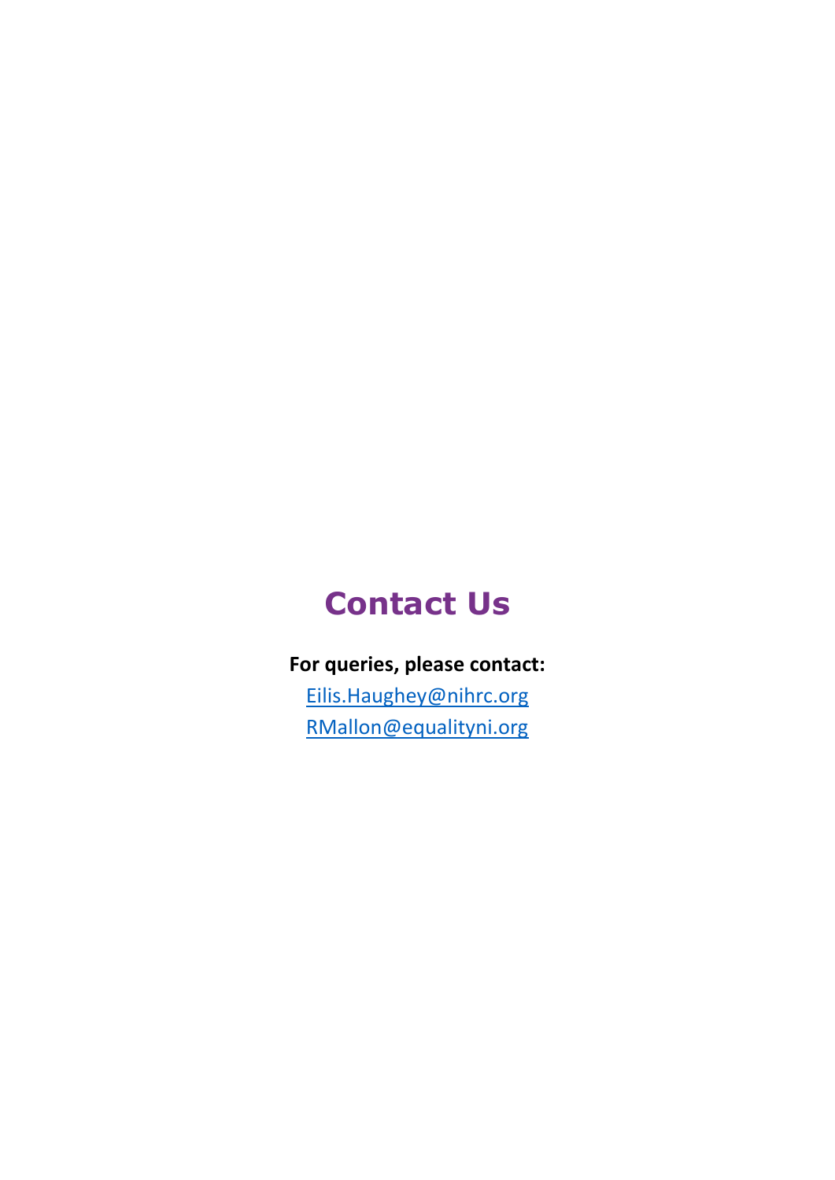# Contact Us

**For queries, please contact:**

Eilis.Haughey@nihrc.org

RMallon@equalityni.org